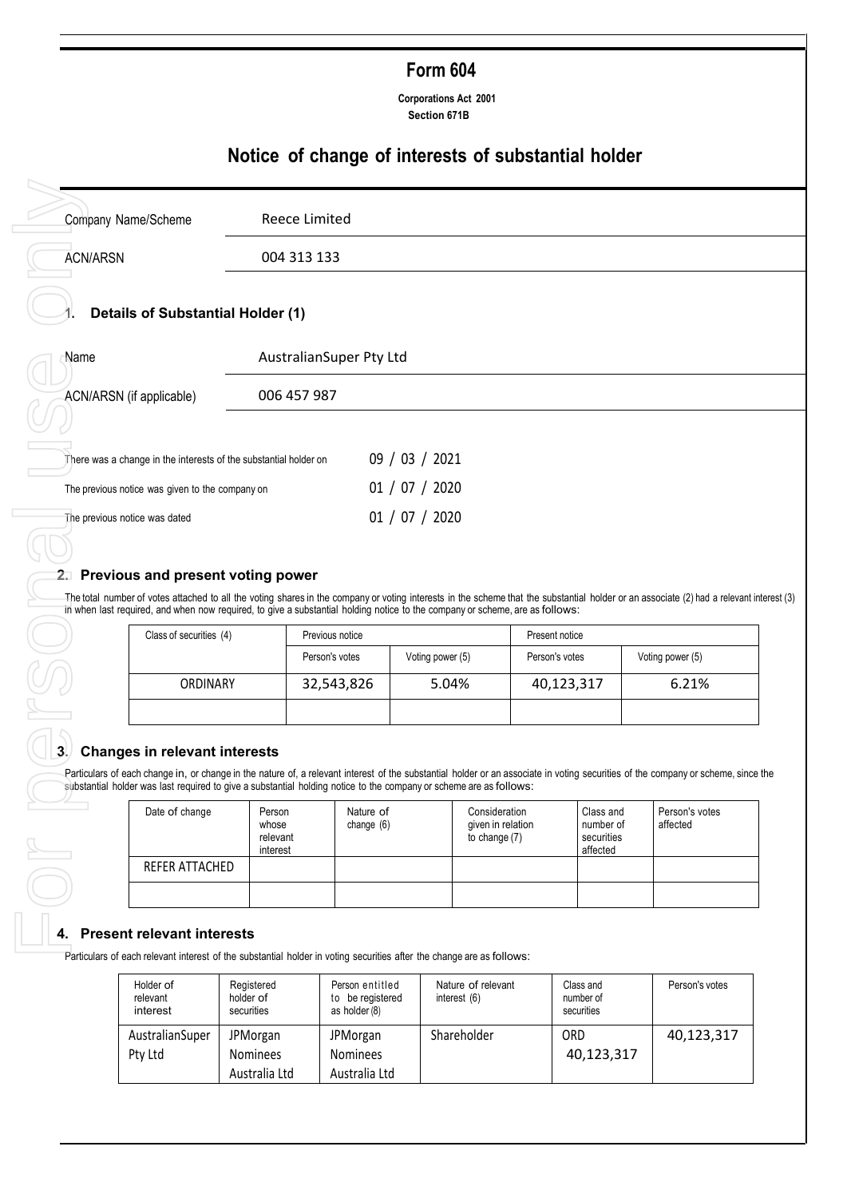# Form 604

**Corporations Act 2001**
**Section 671B**

## Notice of change of interests of substantial holder

| | |
|---|---|
| Company Name/Scheme | Reece Limited |
| ACN/ARSN | 004 313 133 |

### 1. Details of Substantial Holder (1)

| | |
|---|---|
| Name | AustralianSuper Pty Ltd |
| ACN/ARSN (if applicable) | 006 457 987 |

| | |
|---|---|
| There was a change in the interests of the substantial holder on | 09 / 03 / 2021 |
| The previous notice was given to the company on | 01 / 07 / 2020 |
| The previous notice was dated | 01 / 07 / 2020 |

### 2. Previous and present voting power

The total number of votes attached to all the voting shares in the company or voting interests in the scheme that the substantial holder or an associate (2) had a relevant interest (3) in when last required, and when now required, to give a substantial holding notice to the company or scheme, are as follows:

| Class of securities (4) | Previous notice | | Present notice | |
|---|---|---|---|---|
| | Person's votes | Voting power (5) | Person's votes | Voting power (5) |
| ORDINARY | 32,543,826 | 5.04% | 40,123,317 | 6.21% |
| | | | | |

### 3. Changes in relevant interests

Particulars of each change in, or change in the nature of, a relevant interest of the substantial holder or an associate in voting securities of the company or scheme, since the substantial holder was last required to give a substantial holding notice to the company or scheme are as follows:

| Date of change | Person whose relevant interest | Nature of change (6) | Consideration given in relation to change (7) | Class and number of securities affected | Person's votes affected |
|---|---|---|---|---|---|
| REFER ATTACHED | | | | | |
| | | | | | |

### 4. Present relevant interests

Particulars of each relevant interest of the substantial holder in voting securities after the change are as follows:

| Holder of relevant interest | Registered holder of securities | Person entitled to be registered as holder (8) | Nature of relevant interest (6) | Class and number of securities | Person's votes |
|---|---|---|---|---|---|
| AustralianSuper Pty Ltd | JPMorgan Nominees Australia Ltd | JPMorgan Nominees Australia Ltd | Shareholder | ORD 40,123,317 | 40,123,317 |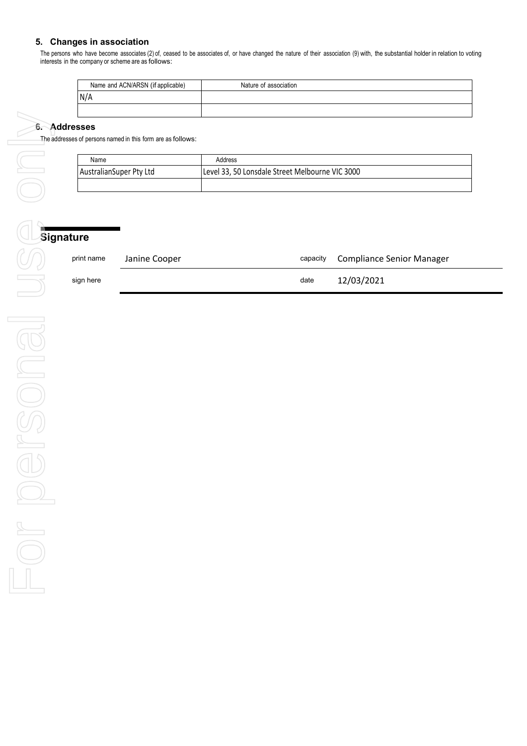## 5. Changes in association

The persons who have become associates (2) of, ceased to be associates of, or have changed the nature of their association (9) with, the substantial holder in relation to voting interests in the company or scheme are as follows:

| Name and ACN/ARSN (if applicable) | Nature of association |
|---|---|
| N/A | |
| | |

## 6. Addresses

The addresses of persons named in this form are as follows:

| Name | Address |
|---|---|
| AustralianSuper Pty Ltd | Level 33, 50 Lonsdale Street Melbourne VIC 3000 |
| | |

## Signature

| | | | |
|---|---|---|---|
| print name | Janine Cooper | capacity | Compliance Senior Manager |
| sign here | | date | 12/03/2021 |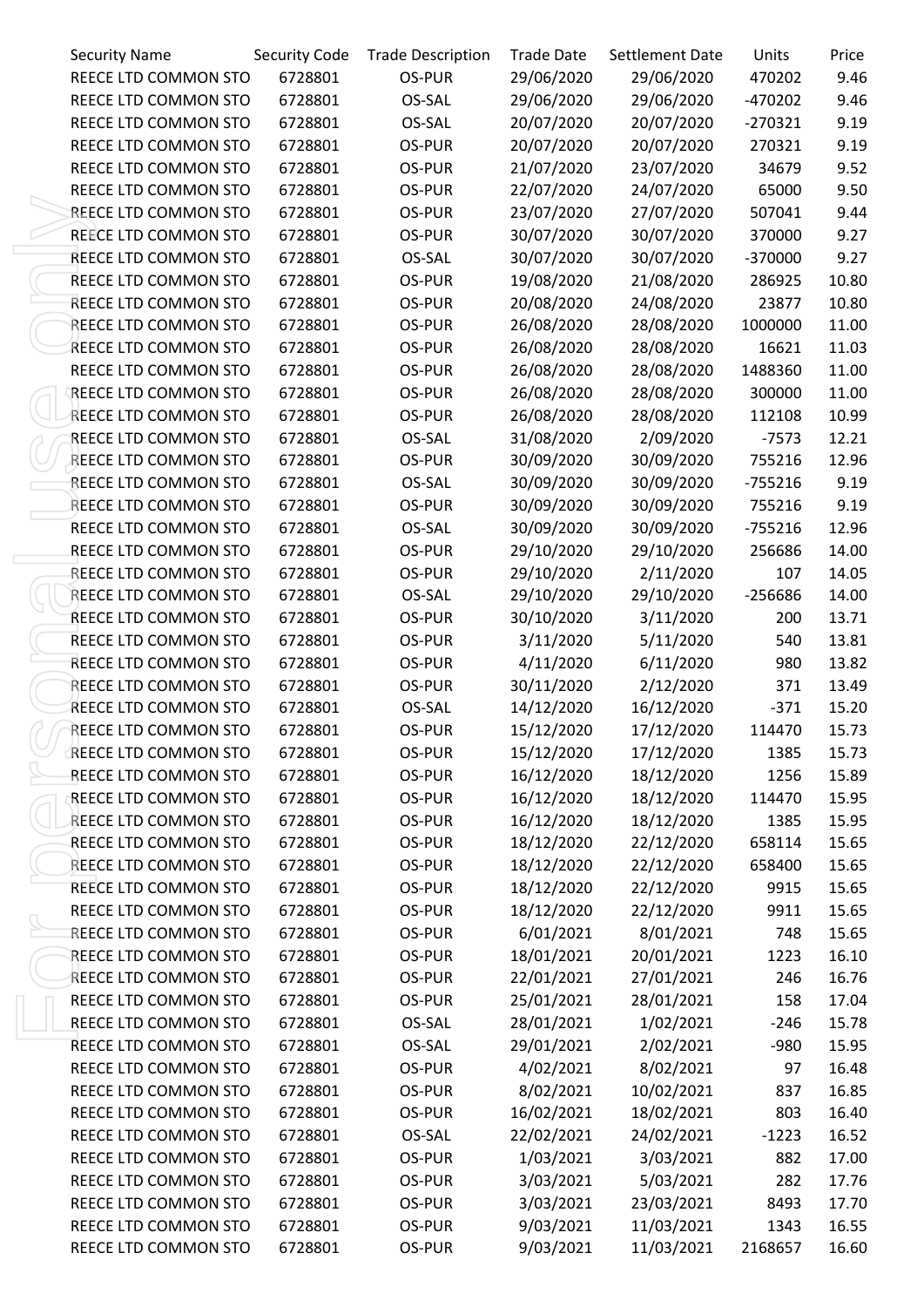| Security Name | Security Code | Trade Description | Trade Date | Settlement Date | Units | Price |
|---|---|---|---|---|---|---|
| REECE LTD COMMON STO | 6728801 | OS-PUR | 29/06/2020 | 29/06/2020 | 470202 | 9.46 |
| REECE LTD COMMON STO | 6728801 | OS-SAL | 29/06/2020 | 29/06/2020 | -470202 | 9.46 |
| REECE LTD COMMON STO | 6728801 | OS-SAL | 20/07/2020 | 20/07/2020 | -270321 | 9.19 |
| REECE LTD COMMON STO | 6728801 | OS-PUR | 20/07/2020 | 20/07/2020 | 270321 | 9.19 |
| REECE LTD COMMON STO | 6728801 | OS-PUR | 21/07/2020 | 23/07/2020 | 34679 | 9.52 |
| REECE LTD COMMON STO | 6728801 | OS-PUR | 22/07/2020 | 24/07/2020 | 65000 | 9.50 |
| REECE LTD COMMON STO | 6728801 | OS-PUR | 23/07/2020 | 27/07/2020 | 507041 | 9.44 |
| REECE LTD COMMON STO | 6728801 | OS-PUR | 30/07/2020 | 30/07/2020 | 370000 | 9.27 |
| REECE LTD COMMON STO | 6728801 | OS-SAL | 30/07/2020 | 30/07/2020 | -370000 | 9.27 |
| REECE LTD COMMON STO | 6728801 | OS-PUR | 19/08/2020 | 21/08/2020 | 286925 | 10.80 |
| REECE LTD COMMON STO | 6728801 | OS-PUR | 20/08/2020 | 24/08/2020 | 23877 | 10.80 |
| REECE LTD COMMON STO | 6728801 | OS-PUR | 26/08/2020 | 28/08/2020 | 1000000 | 11.00 |
| REECE LTD COMMON STO | 6728801 | OS-PUR | 26/08/2020 | 28/08/2020 | 16621 | 11.03 |
| REECE LTD COMMON STO | 6728801 | OS-PUR | 26/08/2020 | 28/08/2020 | 1488360 | 11.00 |
| REECE LTD COMMON STO | 6728801 | OS-PUR | 26/08/2020 | 28/08/2020 | 300000 | 11.00 |
| REECE LTD COMMON STO | 6728801 | OS-PUR | 26/08/2020 | 28/08/2020 | 112108 | 10.99 |
| REECE LTD COMMON STO | 6728801 | OS-SAL | 31/08/2020 | 2/09/2020 | -7573 | 12.21 |
| REECE LTD COMMON STO | 6728801 | OS-PUR | 30/09/2020 | 30/09/2020 | 755216 | 12.96 |
| REECE LTD COMMON STO | 6728801 | OS-SAL | 30/09/2020 | 30/09/2020 | -755216 | 9.19 |
| REECE LTD COMMON STO | 6728801 | OS-PUR | 30/09/2020 | 30/09/2020 | 755216 | 9.19 |
| REECE LTD COMMON STO | 6728801 | OS-SAL | 30/09/2020 | 30/09/2020 | -755216 | 12.96 |
| REECE LTD COMMON STO | 6728801 | OS-PUR | 29/10/2020 | 29/10/2020 | 256686 | 14.00 |
| REECE LTD COMMON STO | 6728801 | OS-PUR | 29/10/2020 | 2/11/2020 | 107 | 14.05 |
| REECE LTD COMMON STO | 6728801 | OS-SAL | 29/10/2020 | 29/10/2020 | -256686 | 14.00 |
| REECE LTD COMMON STO | 6728801 | OS-PUR | 30/10/2020 | 3/11/2020 | 200 | 13.71 |
| REECE LTD COMMON STO | 6728801 | OS-PUR | 3/11/2020 | 5/11/2020 | 540 | 13.81 |
| REECE LTD COMMON STO | 6728801 | OS-PUR | 4/11/2020 | 6/11/2020 | 980 | 13.82 |
| REECE LTD COMMON STO | 6728801 | OS-PUR | 30/11/2020 | 2/12/2020 | 371 | 13.49 |
| REECE LTD COMMON STO | 6728801 | OS-SAL | 14/12/2020 | 16/12/2020 | -371 | 15.20 |
| REECE LTD COMMON STO | 6728801 | OS-PUR | 15/12/2020 | 17/12/2020 | 114470 | 15.73 |
| REECE LTD COMMON STO | 6728801 | OS-PUR | 15/12/2020 | 17/12/2020 | 1385 | 15.73 |
| REECE LTD COMMON STO | 6728801 | OS-PUR | 16/12/2020 | 18/12/2020 | 1256 | 15.89 |
| REECE LTD COMMON STO | 6728801 | OS-PUR | 16/12/2020 | 18/12/2020 | 114470 | 15.95 |
| REECE LTD COMMON STO | 6728801 | OS-PUR | 16/12/2020 | 18/12/2020 | 1385 | 15.95 |
| REECE LTD COMMON STO | 6728801 | OS-PUR | 18/12/2020 | 22/12/2020 | 658114 | 15.65 |
| REECE LTD COMMON STO | 6728801 | OS-PUR | 18/12/2020 | 22/12/2020 | 658400 | 15.65 |
| REECE LTD COMMON STO | 6728801 | OS-PUR | 18/12/2020 | 22/12/2020 | 9915 | 15.65 |
| REECE LTD COMMON STO | 6728801 | OS-PUR | 18/12/2020 | 22/12/2020 | 9911 | 15.65 |
| REECE LTD COMMON STO | 6728801 | OS-PUR | 6/01/2021 | 8/01/2021 | 748 | 15.65 |
| REECE LTD COMMON STO | 6728801 | OS-PUR | 18/01/2021 | 20/01/2021 | 1223 | 16.10 |
| REECE LTD COMMON STO | 6728801 | OS-PUR | 22/01/2021 | 27/01/2021 | 246 | 16.76 |
| REECE LTD COMMON STO | 6728801 | OS-PUR | 25/01/2021 | 28/01/2021 | 158 | 17.04 |
| REECE LTD COMMON STO | 6728801 | OS-SAL | 28/01/2021 | 1/02/2021 | -246 | 15.78 |
| REECE LTD COMMON STO | 6728801 | OS-SAL | 29/01/2021 | 2/02/2021 | -980 | 15.95 |
| REECE LTD COMMON STO | 6728801 | OS-PUR | 4/02/2021 | 8/02/2021 | 97 | 16.48 |
| REECE LTD COMMON STO | 6728801 | OS-PUR | 8/02/2021 | 10/02/2021 | 837 | 16.85 |
| REECE LTD COMMON STO | 6728801 | OS-PUR | 16/02/2021 | 18/02/2021 | 803 | 16.40 |
| REECE LTD COMMON STO | 6728801 | OS-SAL | 22/02/2021 | 24/02/2021 | -1223 | 16.52 |
| REECE LTD COMMON STO | 6728801 | OS-PUR | 1/03/2021 | 3/03/2021 | 882 | 17.00 |
| REECE LTD COMMON STO | 6728801 | OS-PUR | 3/03/2021 | 5/03/2021 | 282 | 17.76 |
| REECE LTD COMMON STO | 6728801 | OS-PUR | 3/03/2021 | 23/03/2021 | 8493 | 17.70 |
| REECE LTD COMMON STO | 6728801 | OS-PUR | 9/03/2021 | 11/03/2021 | 1343 | 16.55 |
| REECE LTD COMMON STO | 6728801 | OS-PUR | 9/03/2021 | 11/03/2021 | 2168657 | 16.60 |